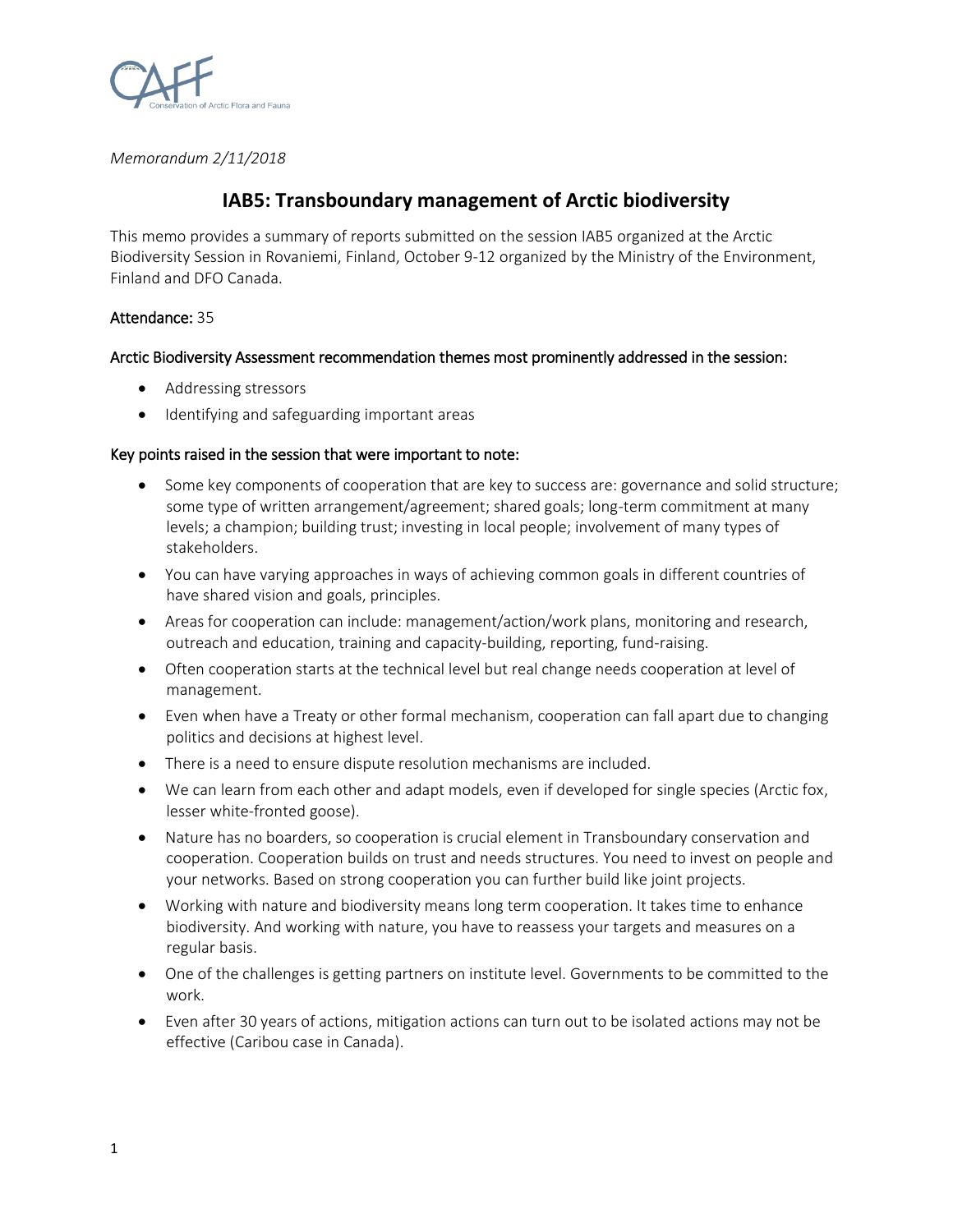*Memorandum 2/11/2018*

# IAB5: Transboundary management of Arctic biodiversity

This memo provides a summary of reports submitted on the session IAB5 organized at the Arctic Biodiversity Session in Rovaniemi, Finland, October 9-12 organized by the Ministry of the Environment, Finland and DFO Canada.

**Attendance:** 35

**Arctic Biodiversity Assessment recommendation themes most prominently addressed in the session:**

- Addressing stressors
- Identifying and safeguarding important areas

**Key points raised in the session that were important to note:**

- Some key components of cooperation that are key to success are: governance and solid structure; some type of written arrangement/agreement; shared goals; long-term commitment at many levels; a champion; building trust; investing in local people; involvement of many types of stakeholders.
- You can have varying approaches in ways of achieving common goals in different countries of have shared vision and goals, principles.
- Areas for cooperation can include: management/action/work plans, monitoring and research, outreach and education, training and capacity-building, reporting, fund-raising.
- Often cooperation starts at the technical level but real change needs cooperation at level of management.
- Even when have a Treaty or other formal mechanism, cooperation can fall apart due to changing politics and decisions at highest level.
- There is a need to ensure dispute resolution mechanisms are included.
- We can learn from each other and adapt models, even if developed for single species (Arctic fox, lesser white-fronted goose).
- Nature has no boarders, so cooperation is crucial element in Transboundary conservation and cooperation. Cooperation builds on trust and needs structures. You need to invest on people and your networks. Based on strong cooperation you can further build like joint projects.
- Working with nature and biodiversity means long term cooperation. It takes time to enhance biodiversity. And working with nature, you have to reassess your targets and measures on a regular basis.
- One of the challenges is getting partners on institute level. Governments to be committed to the work.
- Even after 30 years of actions, mitigation actions can turn out to be isolated actions may not be effective (Caribou case in Canada).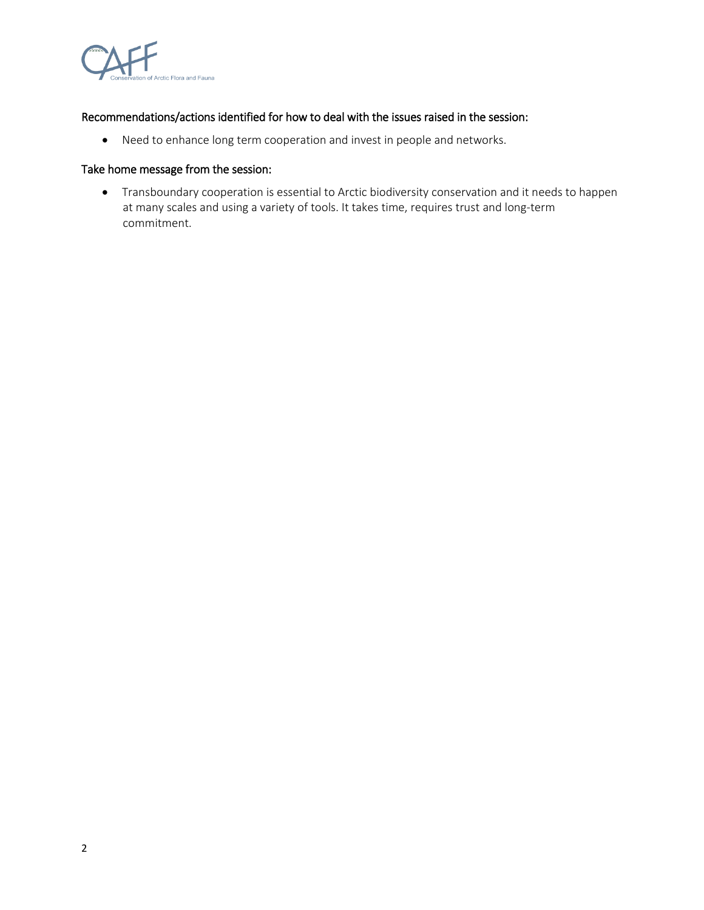### Recommendations/actions identified for how to deal with the issues raised in the session:

- Need to enhance long term cooperation and invest in people and networks.

### Take home message from the session:

- Transboundary cooperation is essential to Arctic biodiversity conservation and it needs to happen at many scales and using a variety of tools. It takes time, requires trust and long-term commitment.